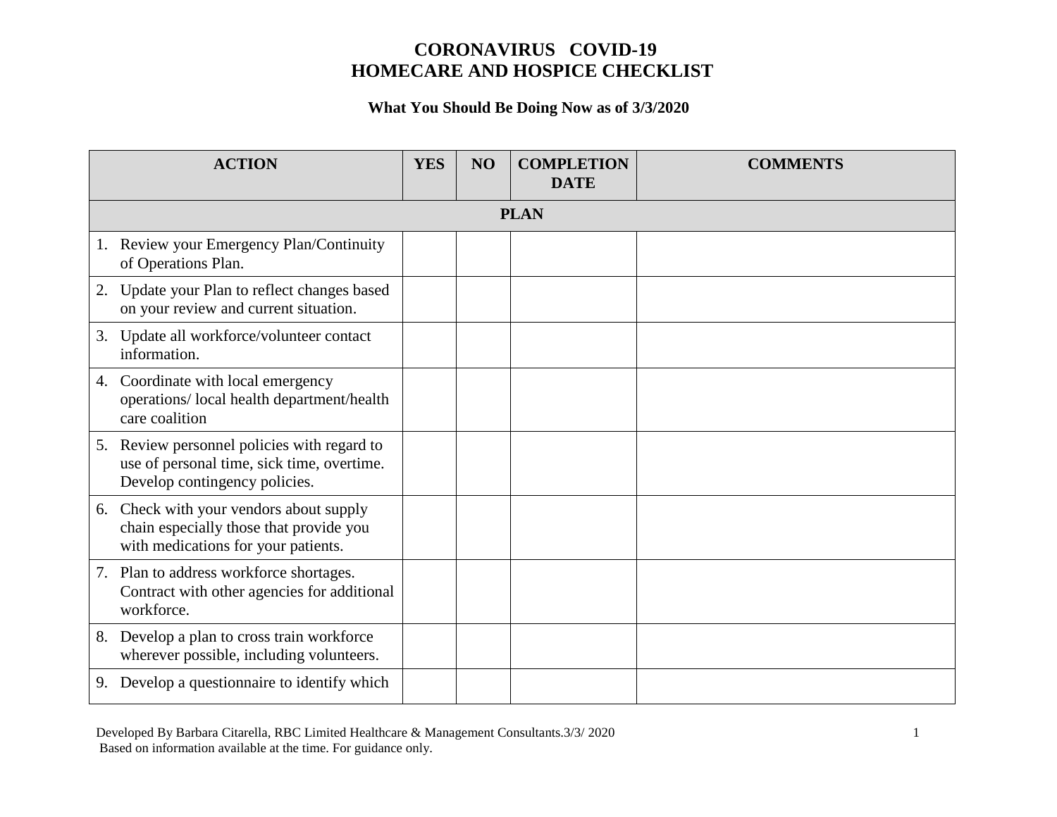# CORONAVIRUS COVID-19
# HOMECARE AND HOSPICE CHECKLIST

### What You Should Be Doing Now as of 3/3/2020

| ACTION | YES | NO | COMPLETION DATE | COMMENTS |
|---|---|---|---|---|
| **PLAN** | | | | |
| 1. Review your Emergency Plan/Continuity of Operations Plan. | | | | |
| 2. Update your Plan to reflect changes based on your review and current situation. | | | | |
| 3. Update all workforce/volunteer contact information. | | | | |
| 4. Coordinate with local emergency operations/ local health department/health care coalition | | | | |
| 5. Review personnel policies with regard to use of personal time, sick time, overtime. Develop contingency policies. | | | | |
| 6. Check with your vendors about supply chain especially those that provide you with medications for your patients. | | | | |
| 7. Plan to address workforce shortages. Contract with other agencies for additional workforce. | | | | |
| 8. Develop a plan to cross train workforce wherever possible, including volunteers. | | | | |
| 9. Develop a questionnaire to identify which | | | | |

Developed By Barbara Citarella, RBC Limited Healthcare & Management Consultants.3/3/ 2020
Based on information available at the time. For guidance only.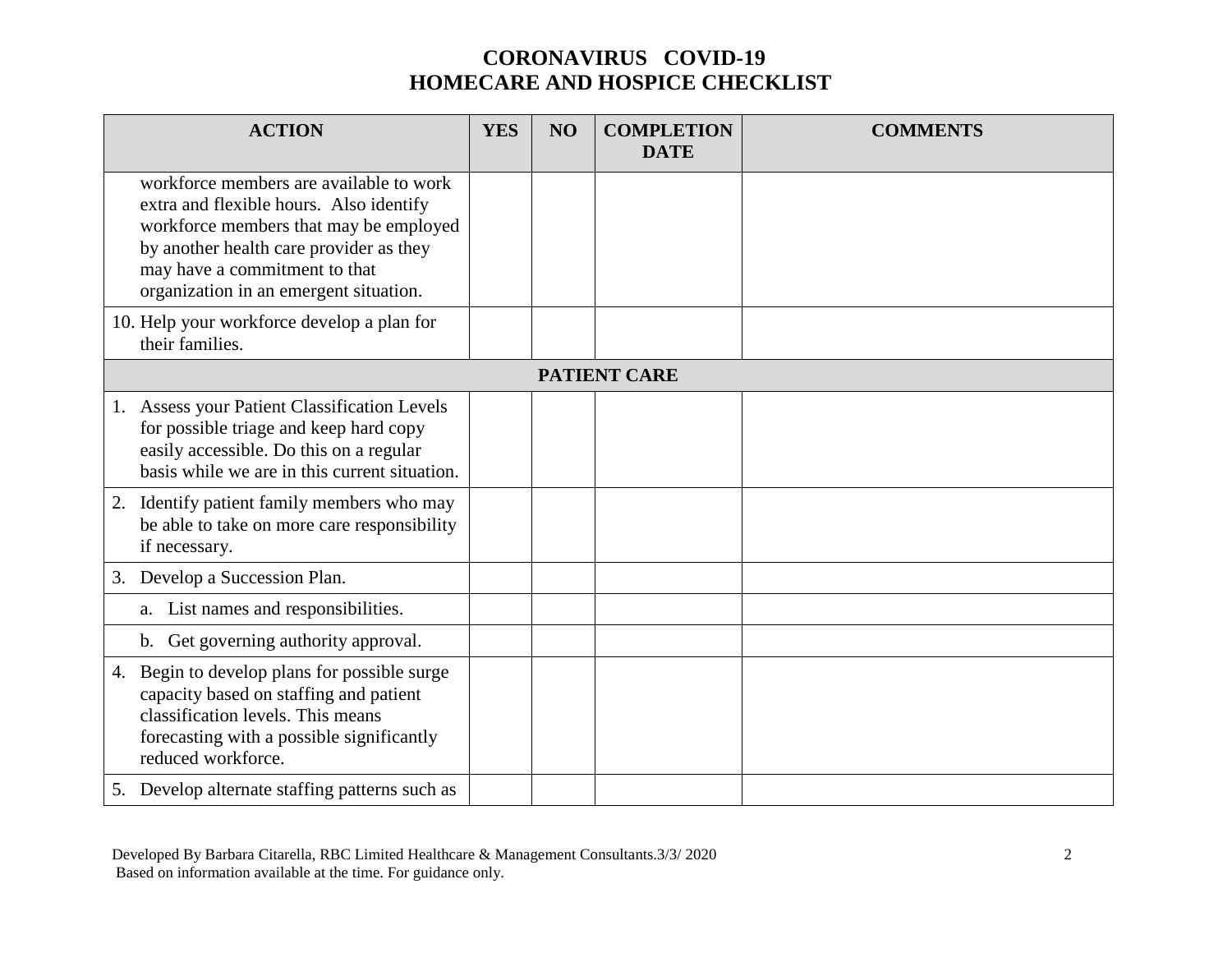# CORONAVIRUS COVID-19
# HOMECARE AND HOSPICE CHECKLIST

| ACTION | YES | NO | COMPLETION DATE | COMMENTS |
|---|---|---|---|---|
| workforce members are available to work extra and flexible hours. Also identify workforce members that may be employed by another health care provider as they may have a commitment to that organization in an emergent situation. | | | | |
| 10. Help your workforce develop a plan for their families. | | | | |
| **PATIENT CARE** | | | | |
| 1. Assess your Patient Classification Levels for possible triage and keep hard copy easily accessible. Do this on a regular basis while we are in this current situation. | | | | |
| 2. Identify patient family members who may be able to take on more care responsibility if necessary. | | | | |
| 3. Develop a Succession Plan. | | | | |
| a. List names and responsibilities. | | | | |
| b. Get governing authority approval. | | | | |
| 4. Begin to develop plans for possible surge capacity based on staffing and patient classification levels. This means forecasting with a possible significantly reduced workforce. | | | | |
| 5. Develop alternate staffing patterns such as | | | | |

Developed By Barbara Citarella, RBC Limited Healthcare & Management Consultants.3/3/ 2020
Based on information available at the time. For guidance only.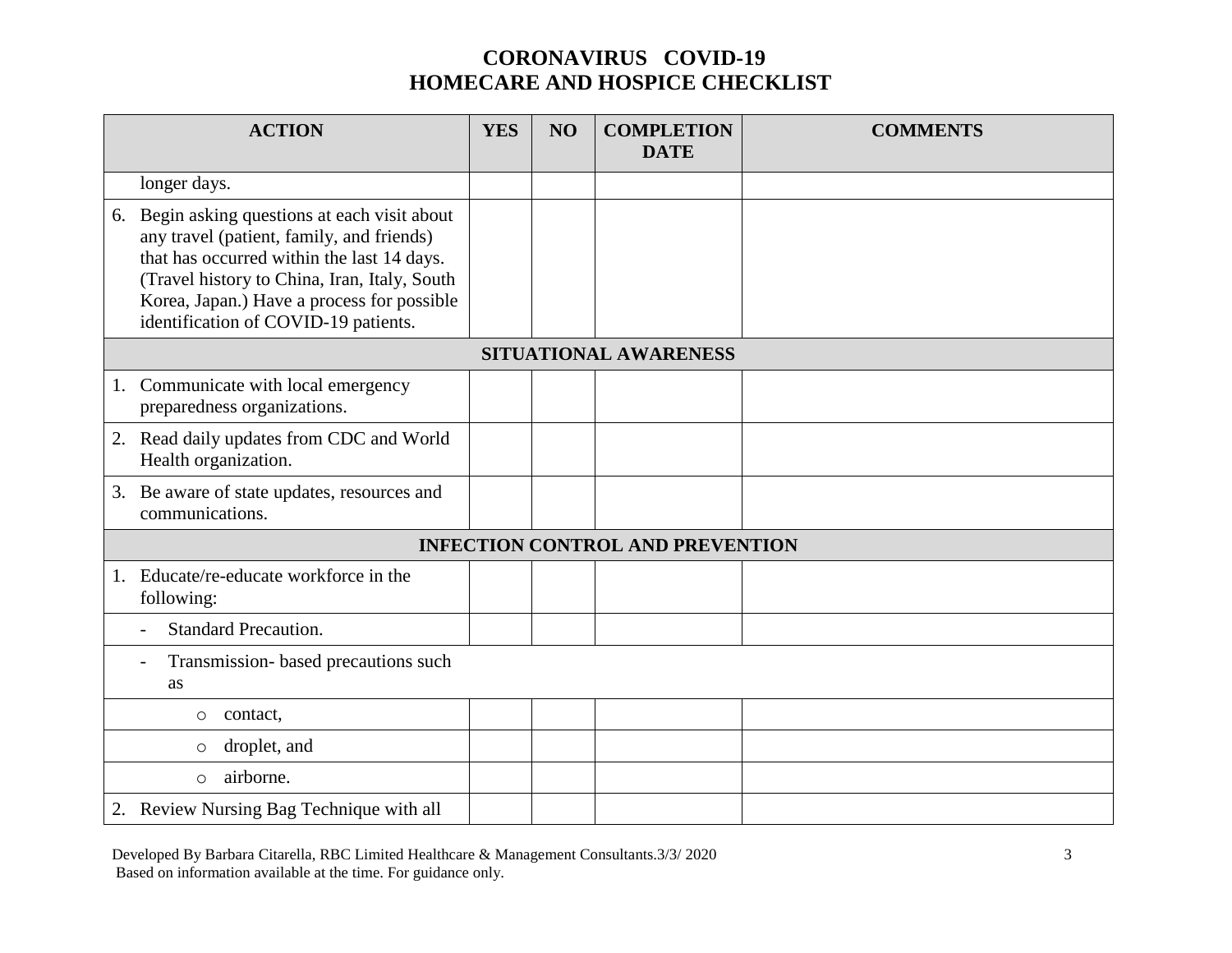# CORONAVIRUS COVID-19
# HOMECARE AND HOSPICE CHECKLIST

| ACTION | YES | NO | COMPLETION DATE | COMMENTS |
|---|---|---|---|---|
| longer days. | | | | |
| 6. Begin asking questions at each visit about any travel (patient, family, and friends) that has occurred within the last 14 days. (Travel history to China, Iran, Italy, South Korea, Japan.) Have a process for possible identification of COVID-19 patients. | | | | |
| **SITUATIONAL AWARENESS** | | | | |
| 1. Communicate with local emergency preparedness organizations. | | | | |
| 2. Read daily updates from CDC and World Health organization. | | | | |
| 3. Be aware of state updates, resources and communications. | | | | |
| **INFECTION CONTROL AND PREVENTION** | | | | |
| 1. Educate/re-educate workforce in the following: | | | | |
| - Standard Precaution. | | | | |
| - Transmission- based precautions such as | | | | |
| ○ contact, | | | | |
| ○ droplet, and | | | | |
| ○ airborne. | | | | |
| 2. Review Nursing Bag Technique with all | | | | |

Developed By Barbara Citarella, RBC Limited Healthcare & Management Consultants.3/3/ 2020
Based on information available at the time. For guidance only.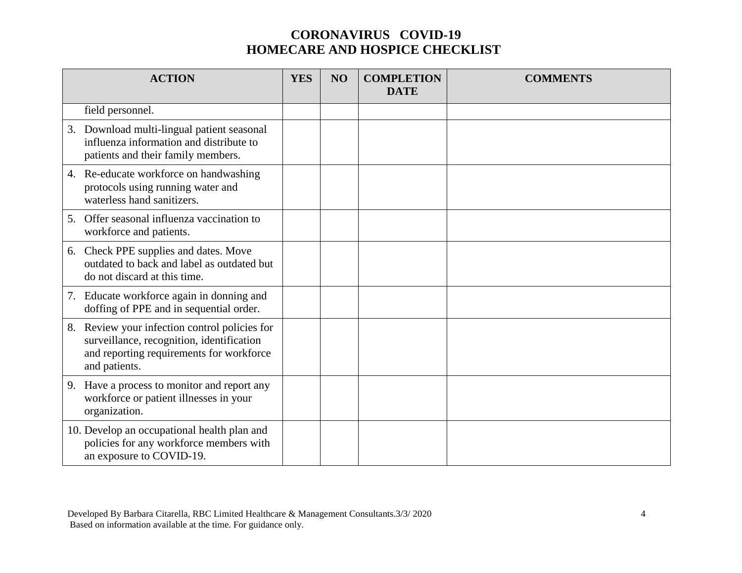# CORONAVIRUS COVID-19
# HOMECARE AND HOSPICE CHECKLIST

| ACTION | YES | NO | COMPLETION DATE | COMMENTS |
|---|---|---|---|---|
| field personnel. | | | | |
| 3. Download multi-lingual patient seasonal influenza information and distribute to patients and their family members. | | | | |
| 4. Re-educate workforce on handwashing protocols using running water and waterless hand sanitizers. | | | | |
| 5. Offer seasonal influenza vaccination to workforce and patients. | | | | |
| 6. Check PPE supplies and dates. Move outdated to back and label as outdated but do not discard at this time. | | | | |
| 7. Educate workforce again in donning and doffing of PPE and in sequential order. | | | | |
| 8. Review your infection control policies for surveillance, recognition, identification and reporting requirements for workforce and patients. | | | | |
| 9. Have a process to monitor and report any workforce or patient illnesses in your organization. | | | | |
| 10. Develop an occupational health plan and policies for any workforce members with an exposure to COVID-19. | | | | |

Developed By Barbara Citarella, RBC Limited Healthcare & Management Consultants.3/3/ 2020
Based on information available at the time. For guidance only.